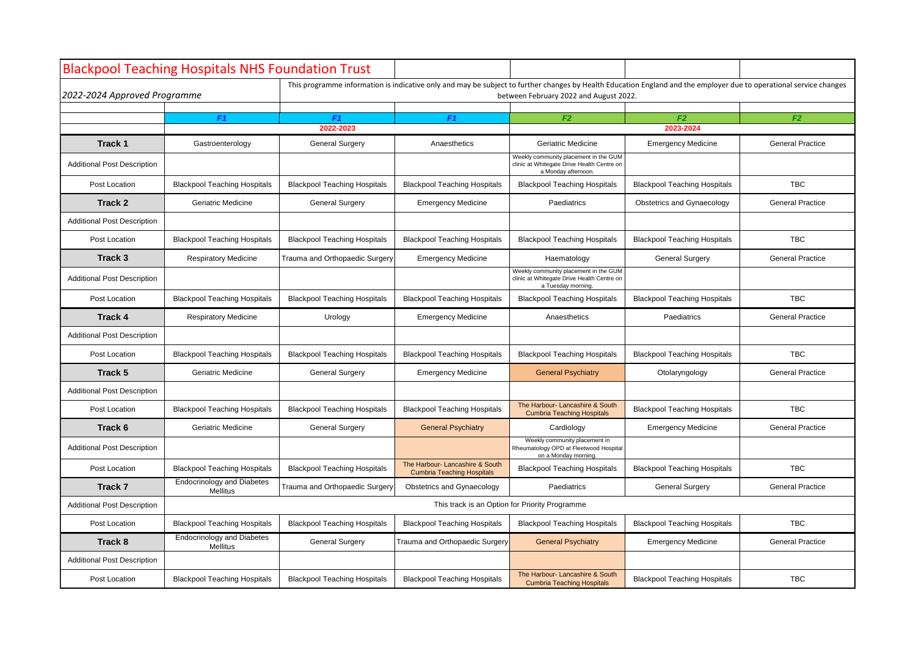# Blackpool Teaching Hospitals NHS Foundation Trust

*2022-2024 Approved Programme*

This programme information is indicative only and may be subject to further changes by Health Education England and the employer due to operational service changes between February 2022 and August 2022.

| | F1 | F1 | F1 | F2 | F2 | F2 |
|---|---|---|---|---|---|---|
| | 2022-2023 | | | 2023-2024 | | |
| **Track 1** | Gastroenterology | General Surgery | Anaesthetics | Geriatric Medicine | Emergency Medicine | General Practice |
| Additional Post Description | | | | Weekly community placement in the GUM clinic at Whitegate Drive Health Centre on a Monday afternoon. | | |
| Post Location | Blackpool Teaching Hospitals | Blackpool Teaching Hospitals | Blackpool Teaching Hospitals | Blackpool Teaching Hospitals | Blackpool Teaching Hospitals | TBC |
| **Track 2** | Geriatric Medicine | General Surgery | Emergency Medicine | Paediatrics | Obstetrics and Gynaecology | General Practice |
| Additional Post Description | | | | | | |
| Post Location | Blackpool Teaching Hospitals | Blackpool Teaching Hospitals | Blackpool Teaching Hospitals | Blackpool Teaching Hospitals | Blackpool Teaching Hospitals | TBC |
| **Track 3** | Respiratory Medicine | Trauma and Orthopaedic Surgery | Emergency Medicine | Haematology | General Surgery | General Practice |
| Additional Post Description | | | | Weekly community placement in the GUM clinic at Whitegate Drive Health Centre on a Tuesday morning. | | |
| Post Location | Blackpool Teaching Hospitals | Blackpool Teaching Hospitals | Blackpool Teaching Hospitals | Blackpool Teaching Hospitals | Blackpool Teaching Hospitals | TBC |
| **Track 4** | Respiratory Medicine | Urology | Emergency Medicine | Anaesthetics | Paediatrics | General Practice |
| Additional Post Description | | | | | | |
| Post Location | Blackpool Teaching Hospitals | Blackpool Teaching Hospitals | Blackpool Teaching Hospitals | Blackpool Teaching Hospitals | Blackpool Teaching Hospitals | TBC |
| **Track 5** | Geriatric Medicine | General Surgery | Emergency Medicine | General Psychiatry | Otolaryngology | General Practice |
| Additional Post Description | | | | | | |
| Post Location | Blackpool Teaching Hospitals | Blackpool Teaching Hospitals | Blackpool Teaching Hospitals | The Harbour- Lancashire & South Cumbria Teaching Hospitals | Blackpool Teaching Hospitals | TBC |
| **Track 6** | Geriatric Medicine | General Surgery | General Psychiatry | Cardiology | Emergency Medicine | General Practice |
| Additional Post Description | | | | Weekly community placement in Rheumatology OPD at Fleetwood Hospital on a Monday morning. | | |
| Post Location | Blackpool Teaching Hospitals | Blackpool Teaching Hospitals | The Harbour- Lancashire & South Cumbria Teaching Hospitals | Blackpool Teaching Hospitals | Blackpool Teaching Hospitals | TBC |
| **Track 7** | Endocrinology and Diabetes Mellitus | Trauma and Orthopaedic Surgery | Obstetrics and Gynaecology | Paediatrics | General Surgery | General Practice |
| Additional Post Description | This track is an Option for Priority Programme | | | | | |
| Post Location | Blackpool Teaching Hospitals | Blackpool Teaching Hospitals | Blackpool Teaching Hospitals | Blackpool Teaching Hospitals | Blackpool Teaching Hospitals | TBC |
| **Track 8** | Endocrinology and Diabetes Mellitus | General Surgery | Trauma and Orthopaedic Surgery | General Psychiatry | Emergency Medicine | General Practice |
| Additional Post Description | | | | | | |
| Post Location | Blackpool Teaching Hospitals | Blackpool Teaching Hospitals | Blackpool Teaching Hospitals | The Harbour- Lancashire & South Cumbria Teaching Hospitals | Blackpool Teaching Hospitals | TBC |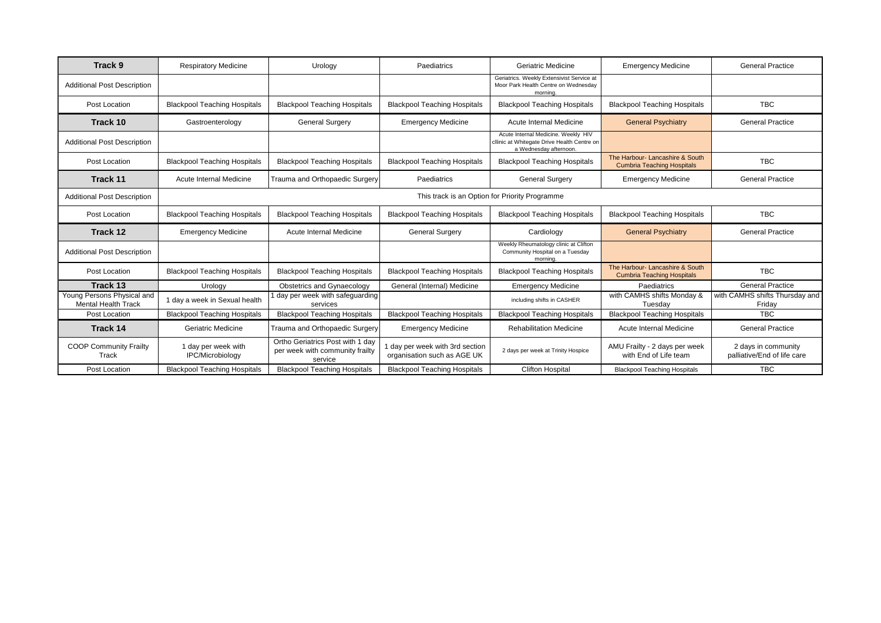| | | | | | | |
|---|---|---|---|---|---|---|
| **Track 9** | Respiratory Medicine | Urology | Paediatrics | Geriatric Medicine | Emergency Medicine | General Practice |
| Additional Post Description | | | | Geriatrics. Weekly Extensivist Service at Moor Park Health Centre on Wednesday morning. | | |
| Post Location | Blackpool Teaching Hospitals | Blackpool Teaching Hospitals | Blackpool Teaching Hospitals | Blackpool Teaching Hospitals | Blackpool Teaching Hospitals | TBC |
| **Track 10** | Gastroenterology | General Surgery | Emergency Medicine | Acute Internal Medicine | General Psychiatry | General Practice |
| Additional Post Description | | | | Acute Internal Medicine. Weekly HIV cllinic at Whitegate Drive Health Centre on a Wednesday afternoon. | | |
| Post Location | Blackpool Teaching Hospitals | Blackpool Teaching Hospitals | Blackpool Teaching Hospitals | Blackpool Teaching Hospitals | The Harbour- Lancashire & South Cumbria Teaching Hospitals | TBC |
| **Track 11** | Acute Internal Medicine | Trauma and Orthopaedic Surgery | Paediatrics | General Surgery | Emergency Medicine | General Practice |
| Additional Post Description | This track is an Option for Priority Programme | | | | | |
| Post Location | Blackpool Teaching Hospitals | Blackpool Teaching Hospitals | Blackpool Teaching Hospitals | Blackpool Teaching Hospitals | Blackpool Teaching Hospitals | TBC |
| **Track 12** | Emergency Medicine | Acute Internal Medicine | General Surgery | Cardiology | General Psychiatry | General Practice |
| Additional Post Description | | | | Weekly Rheumatology clinic at Clifton Community Hospital on a Tuesday morning. | | |
| Post Location | Blackpool Teaching Hospitals | Blackpool Teaching Hospitals | Blackpool Teaching Hospitals | Blackpool Teaching Hospitals | The Harbour- Lancashire & South Cumbria Teaching Hospitals | TBC |
| **Track 13** | Urology | Obstetrics and Gynaecology | General (Internal) Medicine | Emergency Medicine | Paediatrics | General Practice |
| Young Persons Physical and Mental Health Track | 1 day a week in Sexual health | 1 day per week with safeguarding services | | including shifts in CASHER | with CAMHS shifts Monday & Tuesday | with CAMHS shifts Thursday and Friday |
| Post Location | Blackpool Teaching Hospitals | Blackpool Teaching Hospitals | Blackpool Teaching Hospitals | Blackpool Teaching Hospitals | Blackpool Teaching Hospitals | TBC |
| **Track 14** | Geriatric Medicine | Trauma and Orthopaedic Surgery | Emergency Medicine | Rehabilitation Medicine | Acute Internal Medicine | General Practice |
| COOP Community Frailty Track | 1 day per week with IPC/Microbiology | Ortho Geriatrics Post with 1 day per week with community frailty service | 1 day per week with 3rd section organisation such as AGE UK | 2 days per week at Trinity Hospice | AMU Frailty - 2 days per week with End of Life team | 2 days in community palliative/End of life care |
| Post Location | Blackpool Teaching Hospitals | Blackpool Teaching Hospitals | Blackpool Teaching Hospitals | Clifton Hospital | Blackpool Teaching Hospitals | TBC |